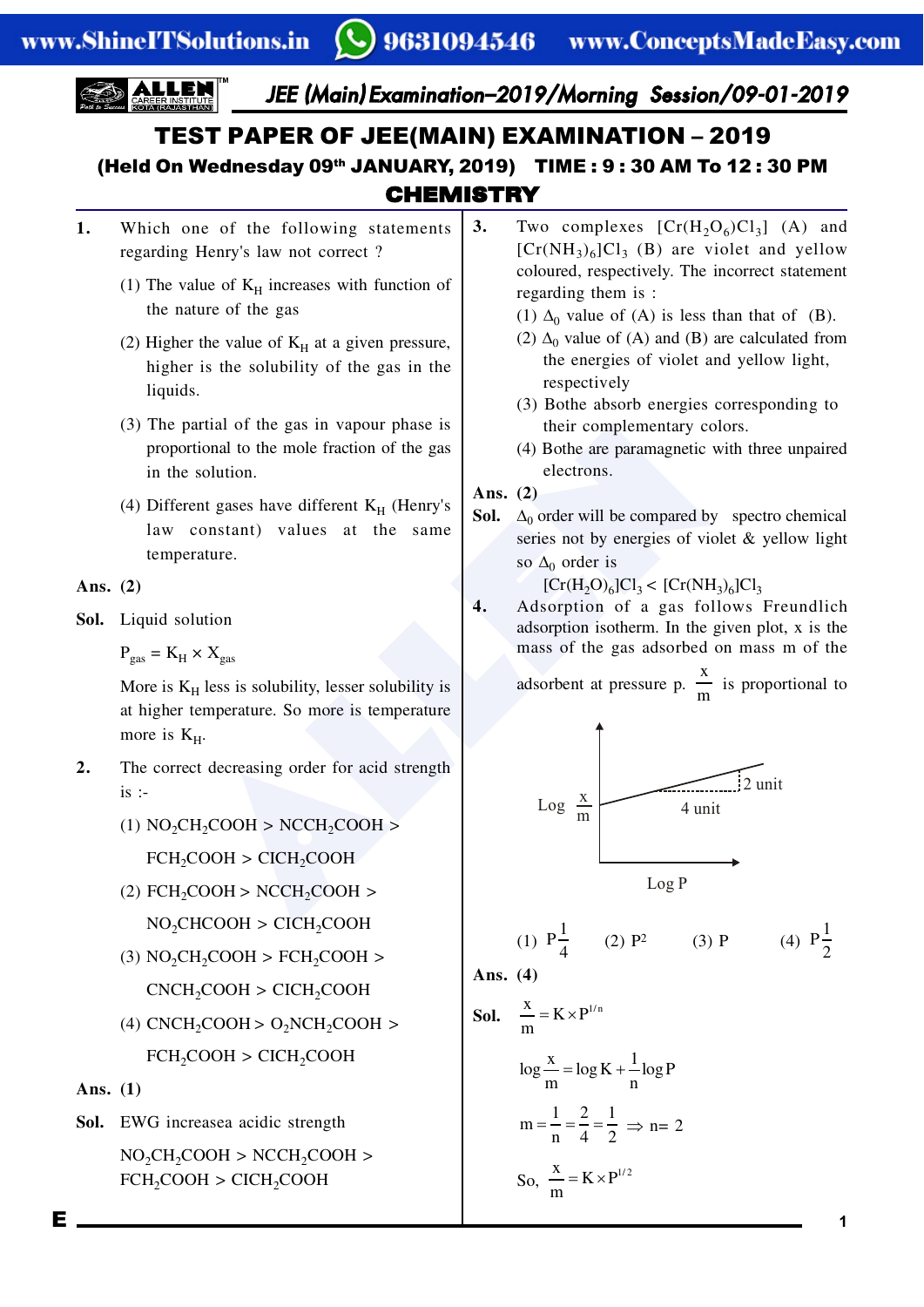# TEST PAPER OF JEE(MAIN) EXAMINATION – 2019

## (Held On Wednesday 09th JANUARY, 2019) TIME : 9 : 30 AM To 12 : 30 PM

## CHEMISTRY

**1.** Which one of the following statements regarding Henry's law not correct ?

(1) The value of $K_H$ increases with function of the nature of the gas

(2) Higher the value of $K_H$ at a given pressure, higher is the solubility of the gas in the liquids.

(3) The partial of the gas in vapour phase is proportional to the mole fraction of the gas in the solution.

(4) Different gases have different $K_H$ (Henry's law constant) values at the same temperature.

**Ans. (2)**

**Sol.** Liquid solution

$P_{gas} = K_H \times X_{gas}$

More is $K_H$ less is solubility, lesser solubility is at higher temperature. So more is temperature more is $K_H$.

**2.** The correct decreasing order for acid strength is :-

(1) $NO_2CH_2COOH > NCCH_2COOH > FCH_2COOH > ClCH_2COOH$

(2) $FCH_2COOH > NCCH_2COOH > NO_2CHCOOH > ClCH_2COOH$

(3) $NO_2CH_2COOH > FCH_2COOH > CNCH_2COOH > ClCH_2COOH$

(4) $CNCH_2COOH > O_2NCH_2COOH > FCH_2COOH > ClCH_2COOH$

**Ans. (1)**

**Sol.** EWG increasea acidic strength

$NO_2CH_2COOH > NCCH_2COOH > FCH_2COOH > ClCH_2COOH$

**3.** Two complexes $[Cr(H_2O_6)Cl_3]$ (A) and $[Cr(NH_3)_6]Cl_3$ (B) are violet and yellow coloured, respectively. The incorrect statement regarding them is :

(1) $\Delta_0$ value of (A) is less than that of (B).

(2) $\Delta_0$ value of (A) and (B) are calculated from the energies of violet and yellow light, respectively

(3) Bothe absorb energies corresponding to their complementary colors.

(4) Bothe are paramagnetic with three unpaired electrons.

**Ans. (2)**

**Sol.** $\Delta_0$ order will be compared by spectro chemical series not by energies of violet & yellow light so $\Delta_0$ order is

$[Cr(H_2O)_6]Cl_3 < [Cr(NH_3)_6]Cl_3$

**4.** Adsorption of a gas follows Freundlich adsorption isotherm. In the given plot, x is the mass of the gas adsorbed on mass m of the adsorbent at pressure p. $\frac{x}{m}$ is proportional to

(Graph: $\text{Log}\frac{x}{m}$ vs Log P, straight line with rise 2 unit over run 4 unit)

(1) $P^{\frac{1}{4}}$ (2) $P^2$ (3) P (4) $P^{\frac{1}{2}}$

**Ans. (4)**

**Sol.** $\frac{x}{m} = K \times P^{1/n}$

$\log\frac{x}{m} = \log K + \frac{1}{n}\log P$

$m = \frac{1}{n} = \frac{2}{4} = \frac{1}{2} \Rightarrow n = 2$

So, $\frac{x}{m} = K \times P^{1/2}$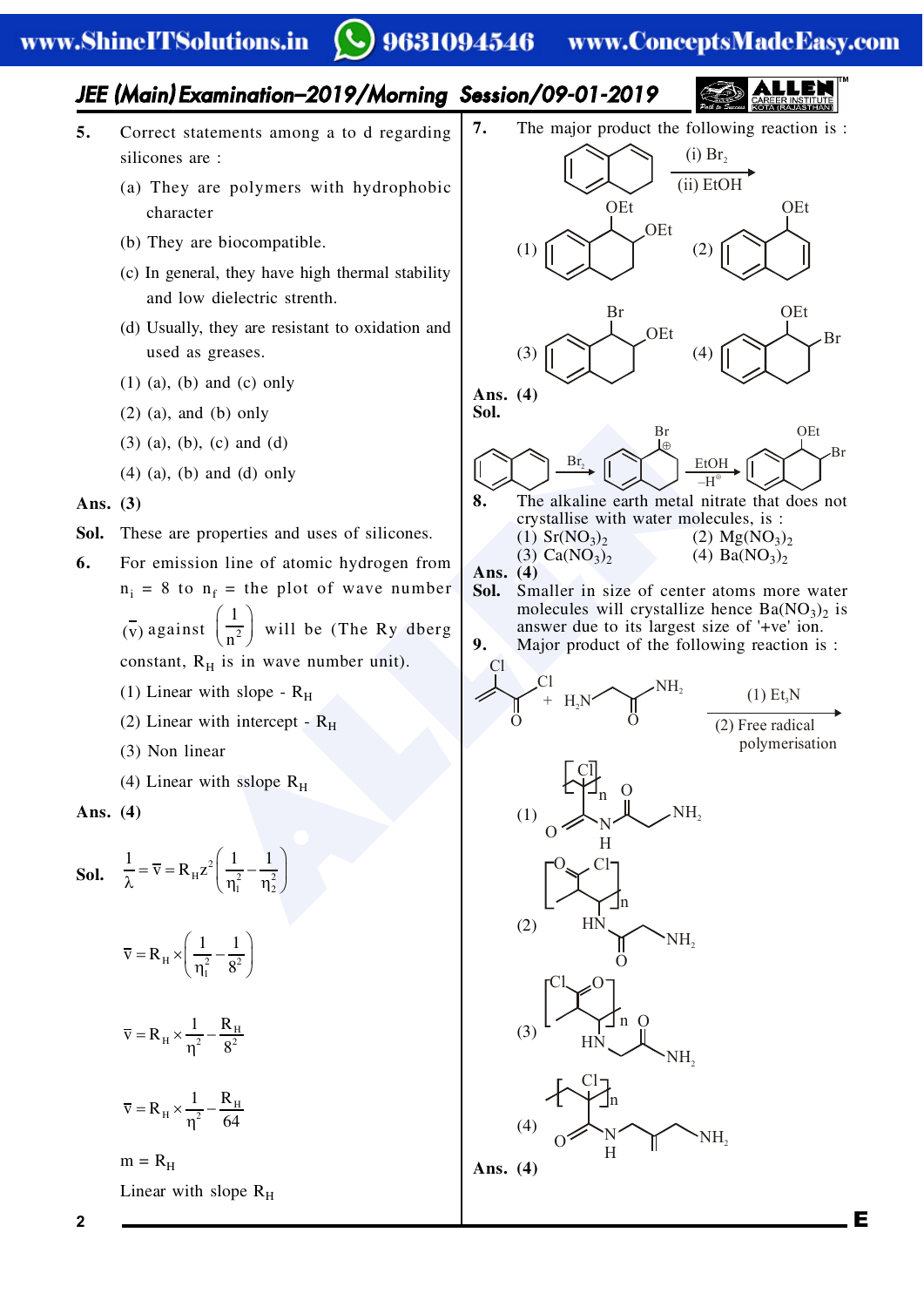**5.** Correct statements among a to d regarding silicones are :

(a) They are polymers with hydrophobic character

(b) They are biocompatible.

(c) In general, they have high thermal stability and low dielectric strenth.

(d) Usually, they are resistant to oxidation and used as greases.

(1) (a), (b) and (c) only

(2) (a), and (b) only

(3) (a), (b), (c) and (d)

(4) (a), (b) and (d) only

**Ans. (3)**

**Sol.** These are properties and uses of silicones.

**6.** For emission line of atomic hydrogen from $n_i = 8$ to $n_f$ = the plot of wave number $(\bar{v})$ against $\left(\frac{1}{n^2}\right)$ will be (The Ry dberg constant, $R_H$ is in wave number unit).

(1) Linear with slope - $R_H$

(2) Linear with intercept - $R_H$

(3) Non linear

(4) Linear with sslope $R_H$

**Ans. (4)**

**Sol.** $\frac{1}{\lambda} = \bar{v} = R_H z^2 \left(\frac{1}{\eta_1^2} - \frac{1}{\eta_2^2}\right)$

$\bar{v} = R_H \times \left(\frac{1}{\eta_1^2} - \frac{1}{8^2}\right)$

$\bar{v} = R_H \times \frac{1}{\eta^2} - \frac{R_H}{8^2}$

$\bar{v} = R_H \times \frac{1}{\eta^2} - \frac{R_H}{64}$

$m = R_H$

Linear with slope $R_H$

**7.** The major product the following reaction is :

Naphthalene →(i) $Br_2$ (ii) EtOH

(1) 1,2-diethoxy-1,2,3,4-tetrahydronaphthalene (OEt, OEt)

(2) 1-ethoxy-1,2,3,4-tetrahydronaphthalene (OEt)

(3) 1-bromo-2-ethoxy-1,2,3,4-tetrahydronaphthalene (Br, OEt)

(4) 1-ethoxy-2-bromo-1,2,3,4-tetrahydronaphthalene (OEt, Br)

**Ans. (4)**

**Sol.** Naphthalene →($Br_2$) bromonium intermediate ($Br^{\oplus}$) →(EtOH, $-H^{\oplus}$) product with OEt and Br

**8.** The alkaline earth metal nitrate that does not crystallise with water molecules, is :

(1) $Sr(NO_3)_2$ (2) $Mg(NO_3)_2$

(3) $Ca(NO_3)_2$ (4) $Ba(NO_3)_2$

**Ans. (4)**

**Sol.** Smaller in size of center atoms more water molecules will crystallize hence $Ba(NO_3)_2$ is answer due to its largest size of '+ve' ion.

**9.** Major product of the following reaction is :

2-chloroacryloyl chloride + $H_2N$–C(=O)–... $NH_2$ →(1) $Et_3N$ (2) Free radical polymerisation

(1) – (4) [polymer structures]

**Ans. (4)**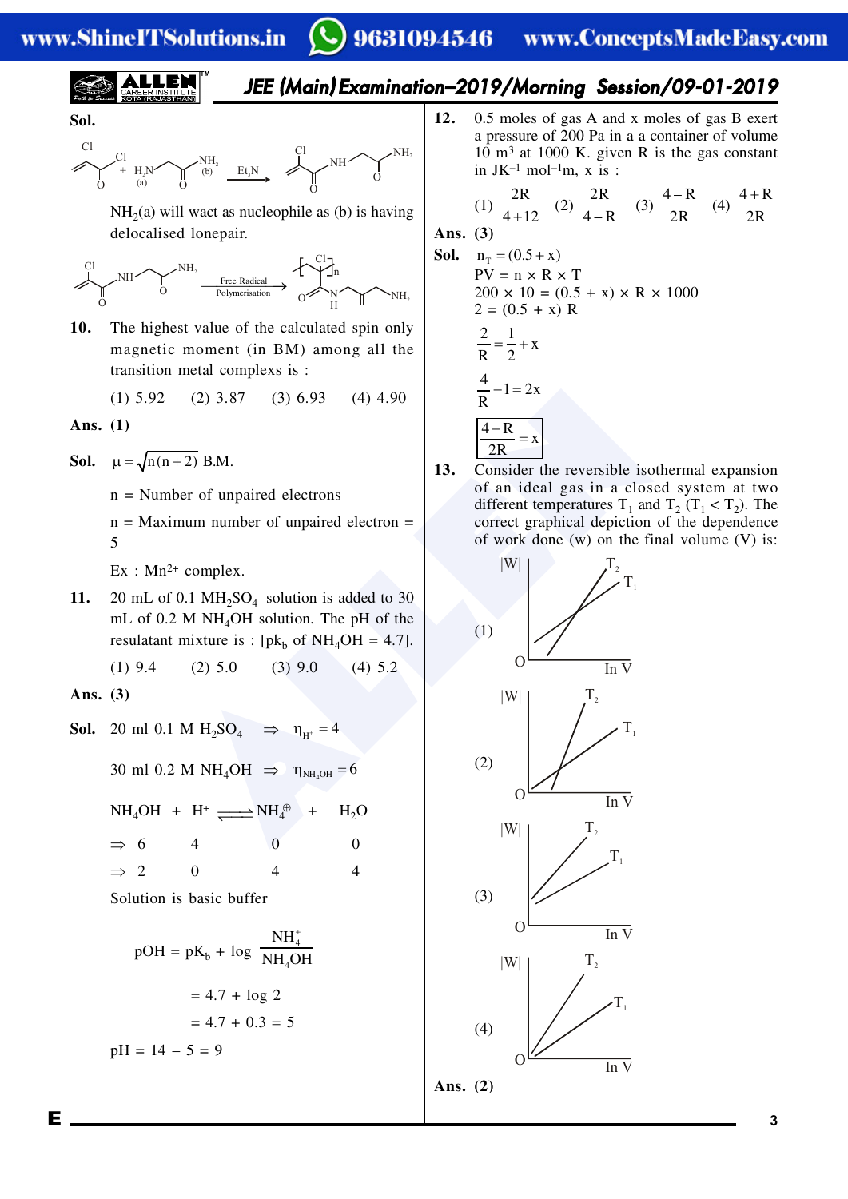**Sol.**

Cl–CH=CH–C(=O)–Cl + $H_2N$(a)–CH₂CH₂–C(=O)–$NH_2$(b) $\xrightarrow{Et_3N}$ Cl–CH=CH–C(=O)–NH–CH₂CH₂–C(=O)–$NH_2$

$NH_2$(a) will wact as nucleophile as (b) is having delocalised lonepair.

Cl–CH=CH–C(=O)–NH–CH₂CH₂–C(=O)–$NH_2$ $\xrightarrow{\text{Free Radical Polymerisation}}$ $[\,CH(Cl)–CH\,]_n$ with –C(=O)–NH–CH₂CH₂–C(=O)–$NH_2$ side chain

**10.** The highest value of the calculated spin only magnetic moment (in BM) among all the transition metal complexes is :

(1) 5.92 (2) 3.87 (3) 6.93 (4) 4.90

**Ans. (1)**

**Sol.** $\mu = \sqrt{n(n+2)}$ B.M.

n = Number of unpaired electrons

n = Maximum number of unpaired electron = 5

Ex : $Mn^{2+}$ complex.

**11.** 20 mL of 0.1 $MH_2SO_4$ solution is added to 30 mL of 0.2 M $NH_4OH$ solution. The pH of the resulatant mixture is : [$pk_b$ of $NH_4OH$ = 4.7].

(1) 9.4 (2) 5.0 (3) 9.0 (4) 5.2

**Ans. (3)**

**Sol.** 20 ml 0.1 M $H_2SO_4$ ⇒ $\eta_{H^+} = 4$

30 ml 0.2 M $NH_4OH$ ⇒ $\eta_{NH_4OH} = 6$

| | $NH_4OH$ | + $H^+$ | ⇌ $NH_4^{\oplus}$ | + $H_2O$ |
|---|---|---|---|---|
| ⇒ | 6 | 4 | 0 | 0 |
| ⇒ | 2 | 0 | 4 | 4 |

Solution is basic buffer

$$pOH = pK_b + \log \frac{NH_4^+}{NH_4OH}$$

$= 4.7 + \log 2$

$= 4.7 + 0.3 = 5$

pH = 14 – 5 = 9

**12.** 0.5 moles of gas A and x moles of gas B exert a pressure of 200 Pa in a a container of volume 10 $m^3$ at 1000 K. given R is the gas constant in $JK^{-1}$ $mol^{-1}$m, x is :

(1) $\frac{2R}{4+12}$ (2) $\frac{2R}{4-R}$ (3) $\frac{4-R}{2R}$ (4) $\frac{4+R}{2R}$

**Ans. (3)**

**Sol.** $n_T = (0.5 + x)$

PV = n × R × T

200 × 10 = (0.5 + x) × R × 1000

2 = (0.5 + x) R

$\frac{2}{R} = \frac{1}{2} + x$

$\frac{4}{R} - 1 = 2x$

$\boxed{\frac{4-R}{2R} = x}$

**13.** Consider the reversible isothermal expansion of an ideal gas in a closed system at two different temperatures $T_1$ and $T_2$ ($T_1 < T_2$). The correct graphical depiction of the dependence of work done (w) on the final volume (V) is:

(1) Graph of |W| vs ln V: lines $T_2$ and $T_1$ that cross each other, not starting from origin O.

(2) Graph of |W| vs ln V: lines $T_2$ (steeper) and $T_1$ starting near the same point on the ln V axis.

(3) Graph of |W| vs ln V: parallel-like lines $T_2$ (upper) and $T_1$ (lower), not passing through O.

(4) Graph of |W| vs ln V: lines $T_2$ (steeper) and $T_1$ both starting from origin O.

**Ans. (2)**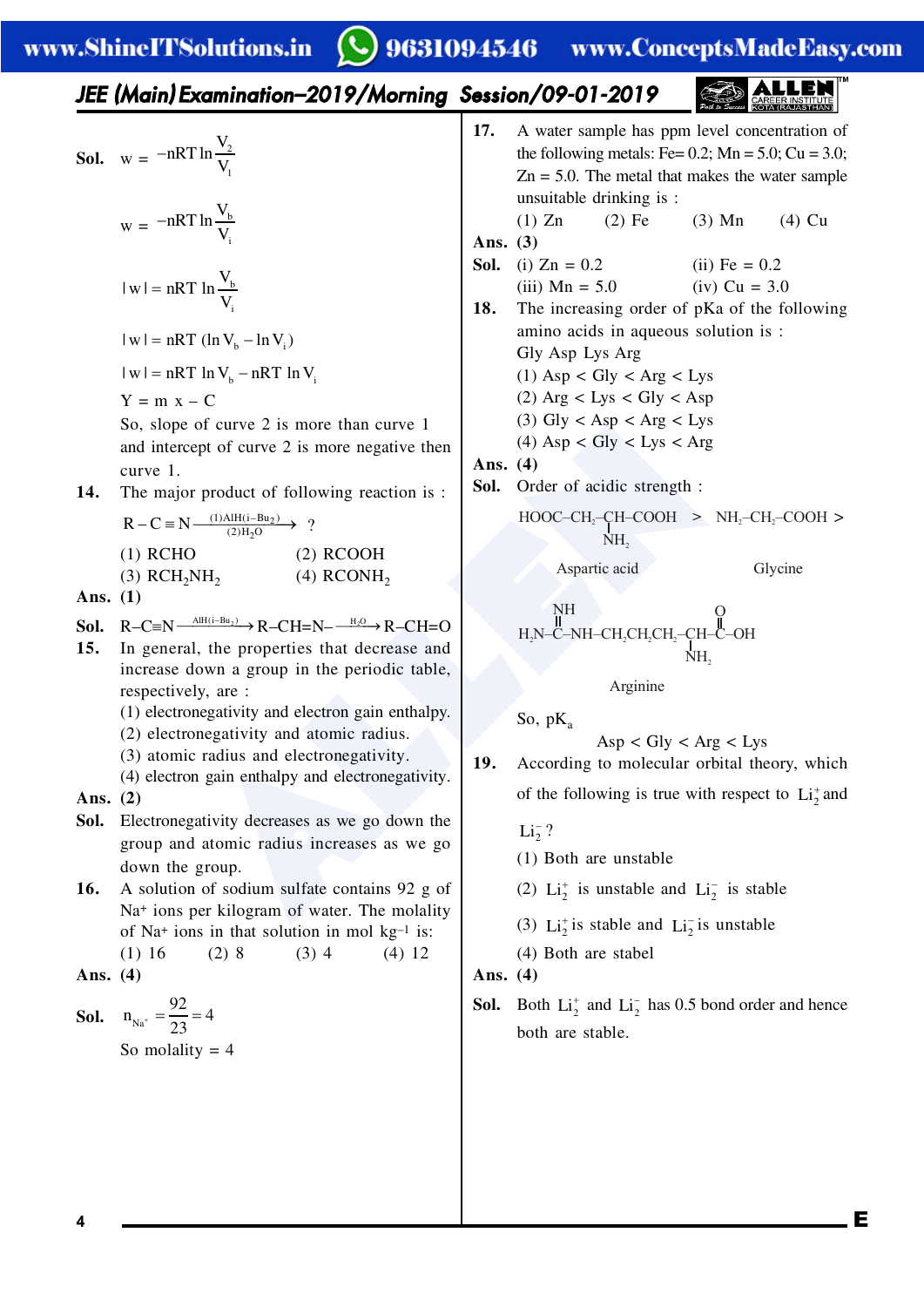**Sol.** $w = -nRT \ln \frac{V_2}{V_1}$

$w = -nRT \ln \frac{V_b}{V_i}$

$|w| = nRT \ln \frac{V_b}{V_i}$

$|w| = nRT (\ln V_b - \ln V_i)$

$|w| = nRT \ln V_b - nRT \ln V_i$

$Y = m\,x - C$

So, slope of curve 2 is more than curve 1 and intercept of curve 2 is more negative then curve 1.

**14.** The major product of following reaction is :

$R-C\equiv N \xrightarrow[(2)H_2O]{(1)AlH(i-Bu_2)} ?$

(1) RCHO (2) RCOOH

(3) $RCH_2NH_2$ (4) $RCONH_2$

**Ans. (1)**

**Sol.** $R-C\equiv N \xrightarrow{AlH(i-Bu_2)} R-CH=N- \xrightarrow{H_2O} R-CH=O$

**15.** In general, the properties that decrease and increase down a group in the periodic table, respectively, are :

(1) electronegativity and electron gain enthalpy.

(2) electronegativity and atomic radius.

(3) atomic radius and electronegativity.

(4) electron gain enthalpy and electronegativity.

**Ans. (2)**

**Sol.** Electronegativity decreases as we go down the group and atomic radius increases as we go down the group.

**16.** A solution of sodium sulfate contains 92 g of $Na^+$ ions per kilogram of water. The molality of $Na^+$ ions in that solution in mol $kg^{-1}$ is:

(1) 16 (2) 8 (3) 4 (4) 12

**Ans. (4)**

**Sol.** $n_{Na^+} = \frac{92}{23} = 4$

So molality = 4

**17.** A water sample has ppm level concentration of the following metals: Fe= 0.2; Mn = 5.0; Cu = 3.0; Zn = 5.0. The metal that makes the water sample unsuitable drinking is :

(1) Zn (2) Fe (3) Mn (4) Cu

**Ans. (3)**

**Sol.** (i) Zn = 0.2 (ii) Fe = 0.2

(iii) Mn = 5.0 (iv) Cu = 3.0

**18.** The increasing order of pKa of the following amino acids in aqueous solution is :

Gly Asp Lys Arg

(1) Asp < Gly < Arg < Lys

(2) Arg < Lys < Gly < Asp

(3) Gly < Asp < Arg < Lys

(4) Asp < Gly < Lys < Arg

**Ans. (4)**

**Sol.** Order of acidic strength :

$HOOC-CH_2-CH(NH_2)-COOH$ > $NH_2-CH_2-COOH$ >

Aspartic acid Glycine

$H_2N-C(=NH)-NH-CH_2CH_2CH_2-CH(NH_2)-C(=O)-OH$

Arginine

So, $pK_a$

Asp < Gly < Arg < Lys

**19.** According to molecular orbital theory, which of the following is true with respect to $Li_2^+$ and $Li_2^-$ ?

(1) Both are unstable

(2) $Li_2^+$ is unstable and $Li_2^-$ is stable

(3) $Li_2^+$ is stable and $Li_2^-$ is unstable

(4) Both are stabel

**Ans. (4)**

**Sol.** Both $Li_2^+$ and $Li_2^-$ has 0.5 bond order and hence both are stable.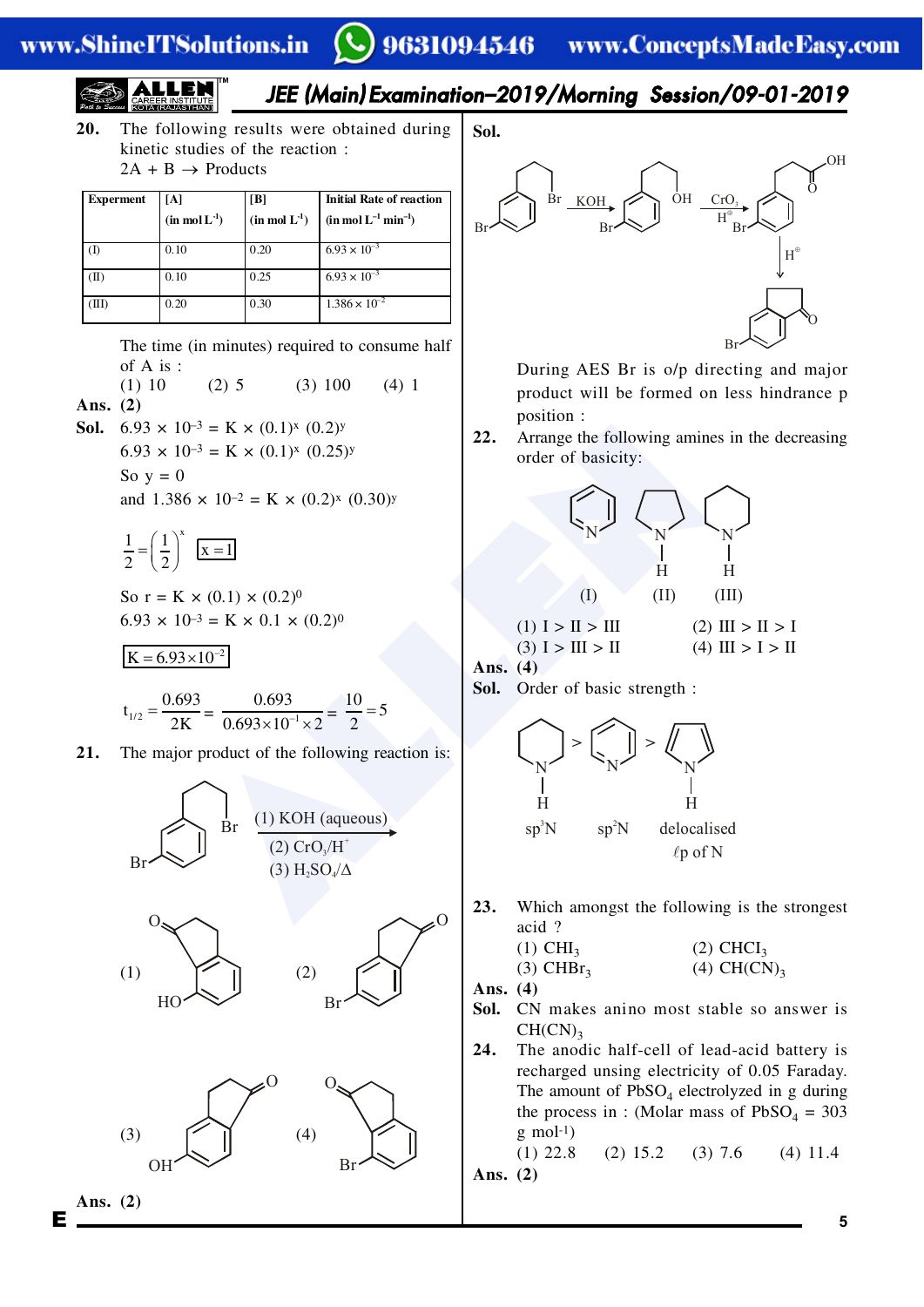**20.** The following results were obtained during kinetic studies of the reaction :
$2A + B \rightarrow$ Products

| Experment | [A] (in mol $L^{-1}$) | [B] (in mol $L^{-1}$) | Initial Rate of reaction (in mol $L^{-1}$ $min^{-1}$) |
|---|---|---|---|
| (I) | 0.10 | 0.20 | $6.93 \times 10^{-3}$ |
| (II) | 0.10 | 0.25 | $6.93 \times 10^{-3}$ |
| (III) | 0.20 | 0.30 | $1.386 \times 10^{-2}$ |

The time (in minutes) required to consume half of A is :

(1) 10 (2) 5 (3) 100 (4) 1

**Ans. (2)**

**Sol.** $6.93 \times 10^{-3} = K \times (0.1)^x \,(0.2)^y$

$6.93 \times 10^{-3} = K \times (0.1)^x \,(0.25)^y$

So $y = 0$

and $1.386 \times 10^{-2} = K \times (0.2)^x \,(0.30)^y$

$$\frac{1}{2} = \left(\frac{1}{2}\right)^x \quad \boxed{x = 1}$$

So $r = K \times (0.1) \times (0.2)^0$

$6.93 \times 10^{-3} = K \times 0.1 \times (0.2)^0$

$$\boxed{K = 6.93 \times 10^{-2}}$$

$$t_{1/2} = \frac{0.693}{2K} = \frac{0.693}{0.693 \times 10^{-1} \times 2} = \frac{10}{2} = 5$$

**21.** The major product of the following reaction is:

(Reactant: benzene ring with Br and $-CH_2CH_2Br$ substituents) $\xrightarrow{\text{(1) KOH (aqueous)}\ \ \text{(2) } CrO_3/H^+\ \ \text{(3) } H_2SO_4/\Delta}$

(1) Indanone with HO on ring (2) Indanone with Br on ring (3) Indanone with OH on ring (4) Indanone with Br on ring

**Ans. (2)**

**Sol.**

(Br-substituted $-CH_2CH_2Br$ arene) $\xrightarrow{KOH}$ (Br-substituted $-CH_2CH_2OH$ arene) $\xrightarrow{CrO_3/H^{\oplus}}$ (Br-substituted $-CH_2COOH$ arene) $\xrightarrow{H^{\oplus}}$ (Br-substituted indanone)

During AES Br is o/p directing and major product will be formed on less hindrance p position :

**22.** Arrange the following amines in the decreasing order of basicity:

(I) Pyridine (II) Pyrrole (N–H) (III) Piperidine (N–H)

(1) I > II > III (2) III > II > I

(3) I > III > II (4) III > I > II

**Ans. (4)**

**Sol.** Order of basic strength :

Piperidine ($sp^3$N) > Pyridine ($sp^2$N) > Pyrrole (delocalised $\ell$p of N)

**23.** Which amongst the following is the strongest acid ?

(1) $CHI_3$ (2) $CHCl_3$

(3) $CHBr_3$ (4) $CH(CN)_3$

**Ans. (4)**

**Sol.** CN makes anino most stable so answer is $CH(CN)_3$

**24.** The anodic half-cell of lead-acid battery is recharged unsing electricity of 0.05 Faraday. The amount of $PbSO_4$ electrolyzed in g during the process in : (Molar mass of $PbSO_4$ = 303 g $mol^{-1}$)

(1) 22.8 (2) 15.2 (3) 7.6 (4) 11.4

**Ans. (2)**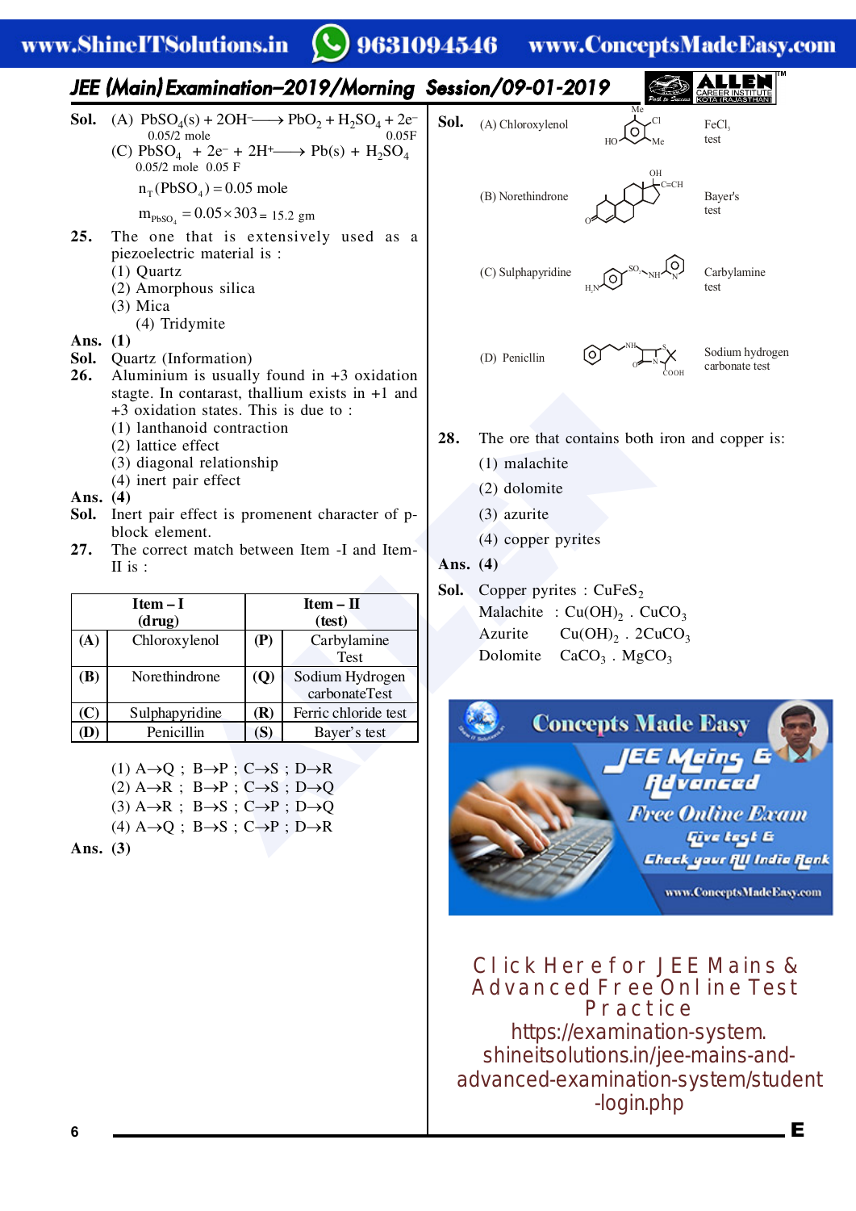**Sol.** (A) $PbSO_4(s) + 2OH^- \longrightarrow PbO_2 + H_2SO_4 + 2e^-$
0.05/2 mole 0.05F

(C) $PbSO_4 + 2e^- + 2H^+ \longrightarrow Pb(s) + H_2SO_4$
0.05/2 mole 0.05 F

$n_T(PbSO_4) = 0.05$ mole

$m_{PbSO_4} = 0.05 \times 303 = 15.2$ gm

**25.** The one that is extensively used as a piezoelectric material is :
(1) Quartz
(2) Amorphous silica
(3) Mica
(4) Tridymite

**Ans.** (1)

**Sol.** Quartz (Information)

**26.** Aluminium is usually found in +3 oxidation stagte. In contarast, thallium exists in +1 and +3 oxidation states. This is due to :
(1) lanthanoid contraction
(2) lattice effect
(3) diagonal relationship
(4) inert pair effect

**Ans.** (4)

**Sol.** Inert pair effect is promenent character of p-block element.

**27.** The correct match between Item -I and Item-II is :

| | Item – I (drug) | | Item – II (test) |
|---|---|---|---|
| (A) | Chloroxylenol | (P) | Carbylamine Test |
| (B) | Norethindrone | (Q) | Sodium Hydrogen carbonateTest |
| (C) | Sulphapyridine | (R) | Ferric chloride test |
| (D) | Penicillin | (S) | Bayer's test |

(1) A→Q ; B→P ; C→S ; D→R
(2) A→R ; B→P ; C→S ; D→Q
(3) A→R ; B→S ; C→P ; D→Q
(4) A→Q ; B→S ; C→P ; D→R

**Ans.** (3)

**Sol.**
(A) Chloroxylenol — $FeCl_3$ test
(B) Norethindrone — Bayer's test
(C) Sulphapyridine — Carbylamine test
(D) Penicllin — Sodium hydrogen carbonate test

**28.** The ore that contains both iron and copper is:
(1) malachite
(2) dolomite
(3) azurite
(4) copper pyrites

**Ans.** (4)

**Sol.** Copper pyrites : $CuFeS_2$
Malachite : $Cu(OH)_2 \cdot CuCO_3$
Azurite $Cu(OH)_2 \cdot 2CuCO_3$
Dolomite $CaCO_3 \cdot MgCO_3$

Click Here for JEE Mains & Advanced Free Online Test Practice
https://examination-system.shineitsolutions.in/jee-mains-and-advanced-examination-system/student-login.php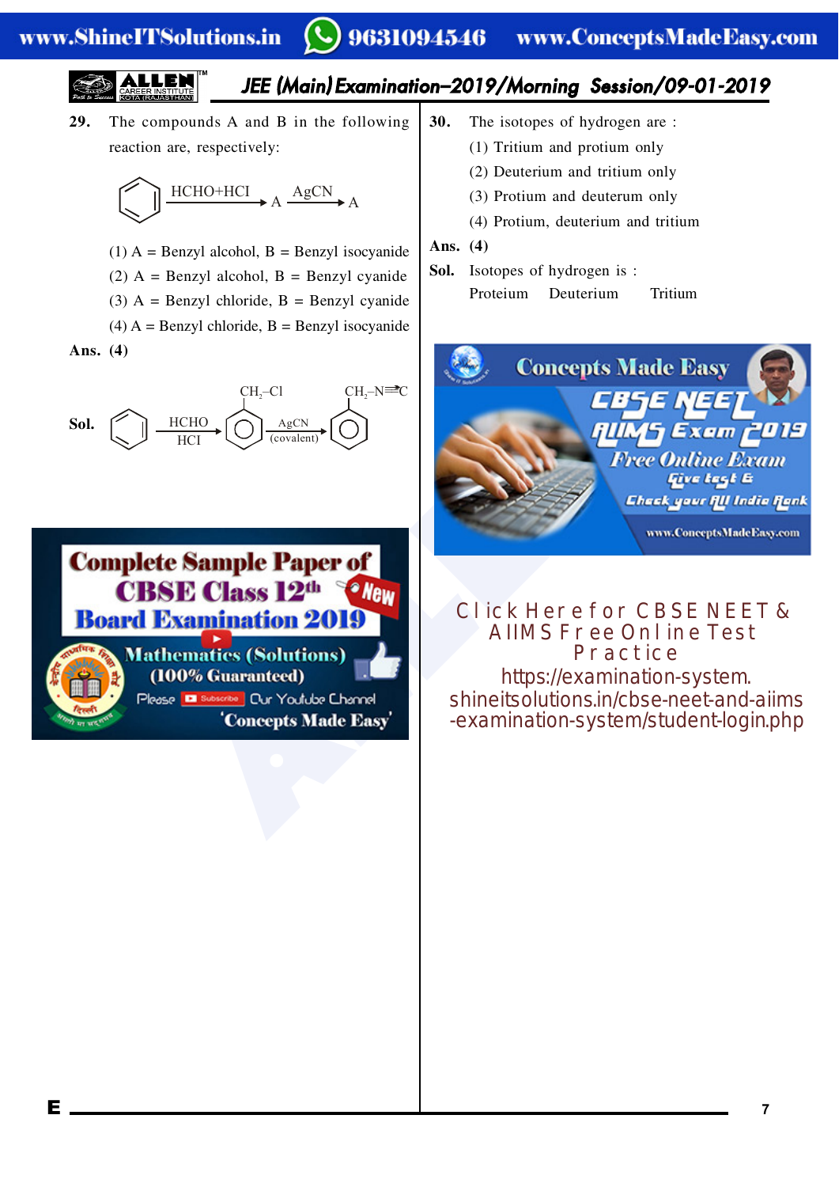**29.** The compounds A and B in the following reaction are, respectively:

Benzene $\xrightarrow{\text{HCHO+HCl}}$ A $\xrightarrow{\text{AgCN}}$ A

(1) A = Benzyl alcohol, B = Benzyl isocyanide

(2) A = Benzyl alcohol, B = Benzyl cyanide

(3) A = Benzyl chloride, B = Benzyl cyanide

(4) A = Benzyl chloride, B = Benzyl isocyanide

**Ans. (4)**

**Sol.** Benzene $\xrightarrow[\text{HCl}]{\text{HCHO}}$ $C_6H_5CH_2-Cl$ $\xrightarrow[\text{(covalent)}]{\text{AgCN}}$ $C_6H_5CH_2-N{\equiv}C$

**30.** The isotopes of hydrogen are :

(1) Tritium and protium only

(2) Deuterium and tritium only

(3) Protium and deuterium only

(4) Protium, deuterium and tritium

**Ans. (4)**

**Sol.** Isotopes of hydrogen is :

Proteium Deuterium Tritium

Click Here for CBSE NEET & AIIMS Free Online Test Practice
https://examination-system.shineitsolutions.in/cbse-neet-and-aiims-examination-system/student-login.php